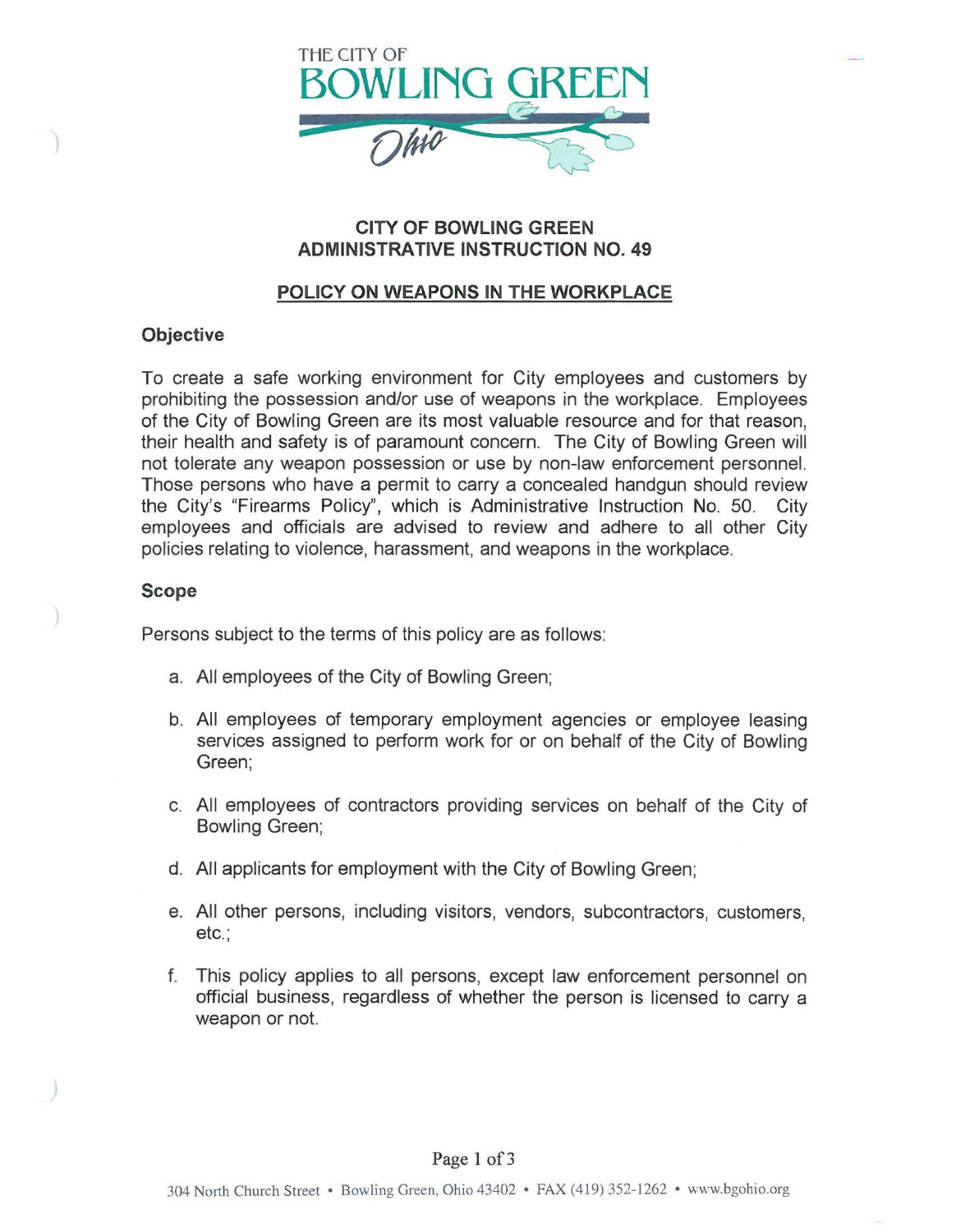THE CITY OF
BOWLING GREEN
Ohio

# CITY OF BOWLING GREEN ADMINISTRATIVE INSTRUCTION NO. 49

## POLICY ON WEAPONS IN THE WORKPLACE

### Objective

To create a safe working environment for City employees and customers by prohibiting the possession and/or use of weapons in the workplace. Employees of the City of Bowling Green are its most valuable resource and for that reason, their health and safety is of paramount concern. The City of Bowling Green will not tolerate any weapon possession or use by non-law enforcement personnel. Those persons who have a permit to carry a concealed handgun should review the City's "Firearms Policy", which is Administrative Instruction No. 50. City employees and officials are advised to review and adhere to all other City policies relating to violence, harassment, and weapons in the workplace.

### Scope

Persons subject to the terms of this policy are as follows:

a. All employees of the City of Bowling Green;

b. All employees of temporary employment agencies or employee leasing services assigned to perform work for or on behalf of the City of Bowling Green;

c. All employees of contractors providing services on behalf of the City of Bowling Green;

d. All applicants for employment with the City of Bowling Green;

e. All other persons, including visitors, vendors, subcontractors, customers, etc.;

f. This policy applies to all persons, except law enforcement personnel on official business, regardless of whether the person is licensed to carry a weapon or not.

304 North Church Street • Bowling Green, Ohio 43402 • FAX (419) 352-1262 • www.bgohio.org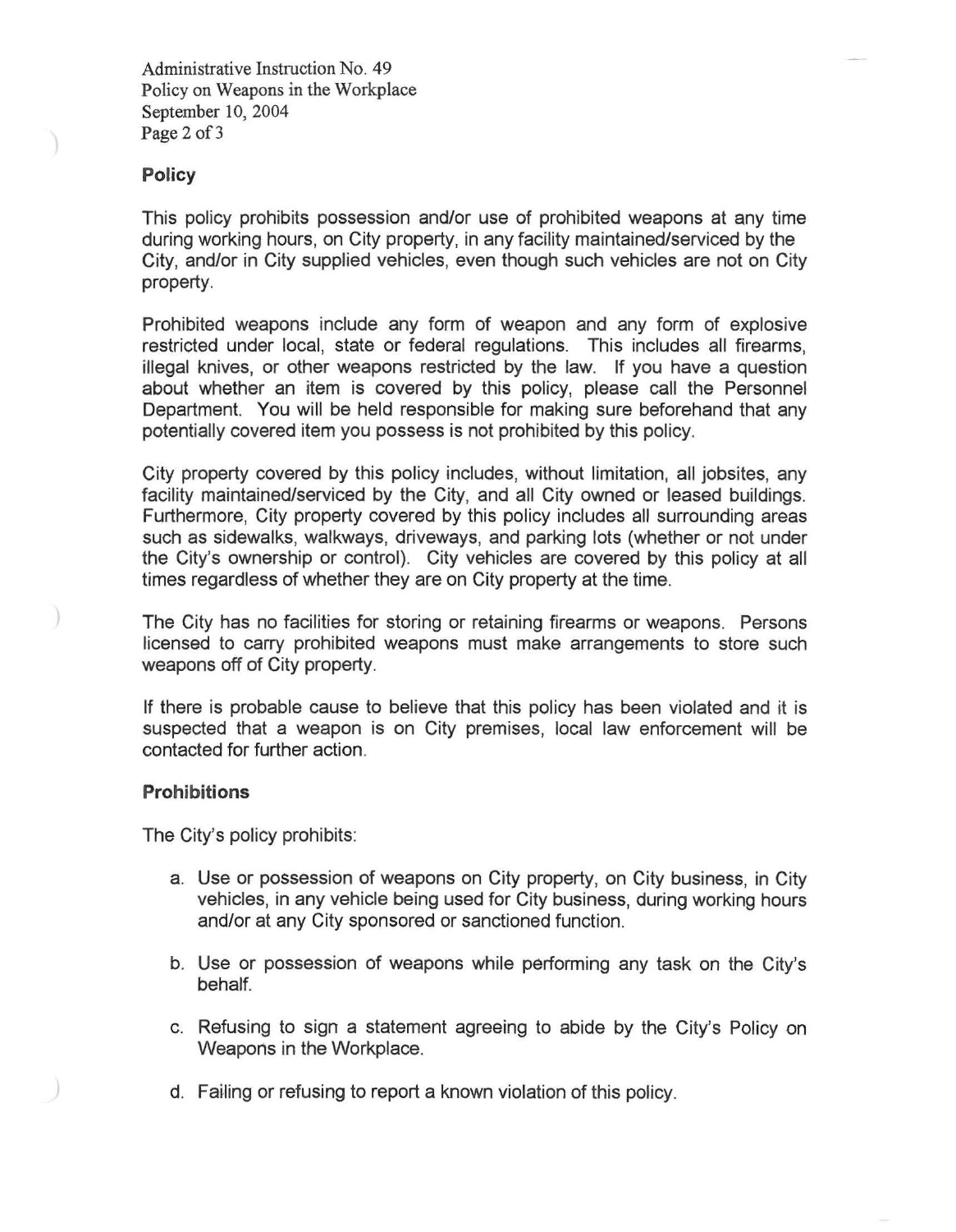## Policy

This policy prohibits possession and/or use of prohibited weapons at any time during working hours, on City property, in any facility maintained/serviced by the City, and/or in City supplied vehicles, even though such vehicles are not on City property.

Prohibited weapons include any form of weapon and any form of explosive restricted under local, state or federal regulations. This includes all firearms, illegal knives, or other weapons restricted by the law. If you have a question about whether an item is covered by this policy, please call the Personnel Department. You will be held responsible for making sure beforehand that any potentially covered item you possess is not prohibited by this policy.

City property covered by this policy includes, without limitation, all jobsites, any facility maintained/serviced by the City, and all City owned or leased buildings. Furthermore, City property covered by this policy includes all surrounding areas such as sidewalks, walkways, driveways, and parking lots (whether or not under the City's ownership or control). City vehicles are covered by this policy at all times regardless of whether they are on City property at the time.

The City has no facilities for storing or retaining firearms or weapons. Persons licensed to carry prohibited weapons must make arrangements to store such weapons off of City property.

If there is probable cause to believe that this policy has been violated and it is suspected that a weapon is on City premises, local law enforcement will be contacted for further action.

## Prohibitions

The City's policy prohibits:

a. Use or possession of weapons on City property, on City business, in City vehicles, in any vehicle being used for City business, during working hours and/or at any City sponsored or sanctioned function.

b. Use or possession of weapons while performing any task on the City's behalf.

c. Refusing to sign a statement agreeing to abide by the City's Policy on Weapons in the Workplace.

d. Failing or refusing to report a known violation of this policy.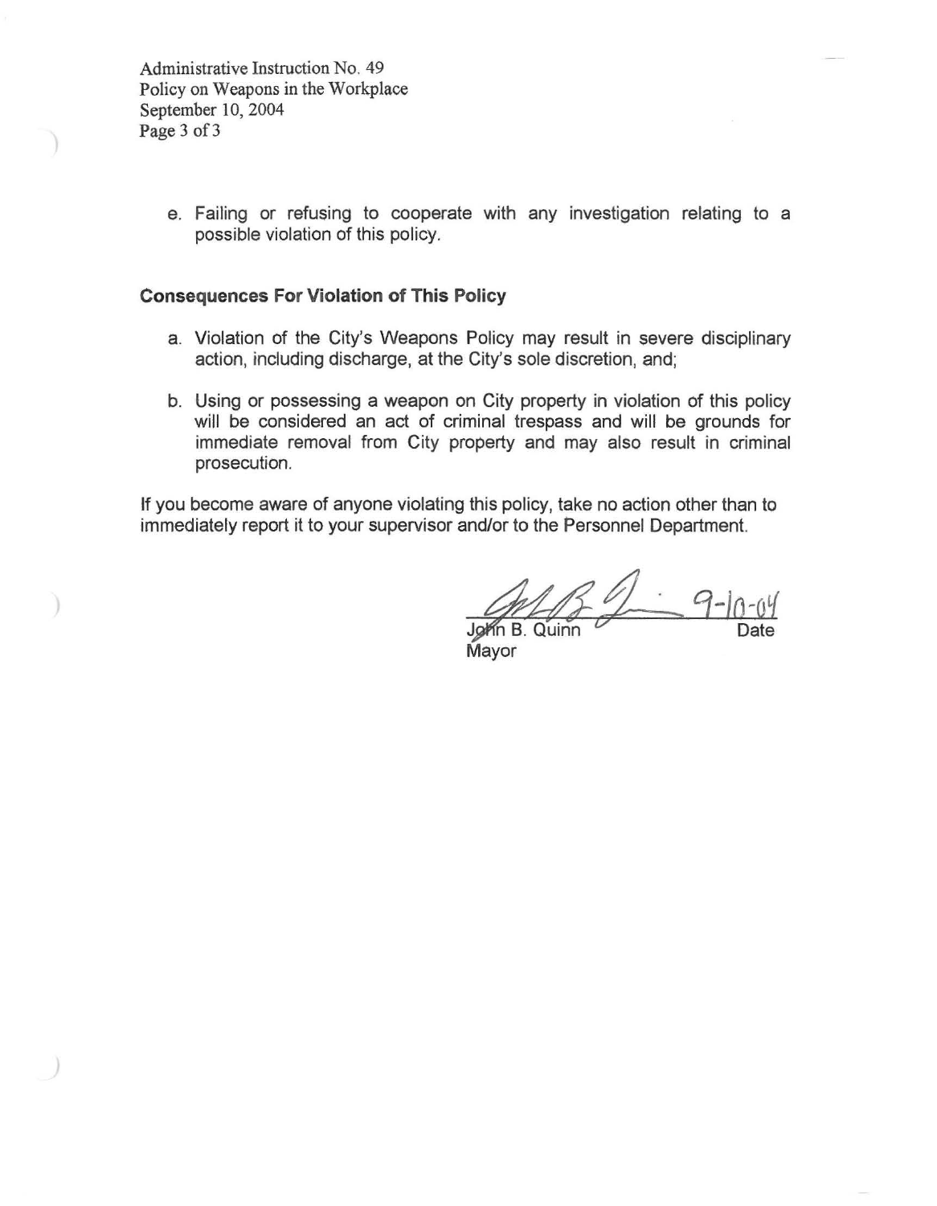e. Failing or refusing to cooperate with any investigation relating to a possible violation of this policy.

**Consequences For Violation of This Policy**

a. Violation of the City's Weapons Policy may result in severe disciplinary action, including discharge, at the City's sole discretion, and;

b. Using or possessing a weapon on City property in violation of this policy will be considered an act of criminal trespass and will be grounds for immediate removal from City property and may also result in criminal prosecution.

If you become aware of anyone violating this policy, take no action other than to immediately report it to your supervisor and/or to the Personnel Department.

John B. Quinn — 9-10-04
Mayor — Date